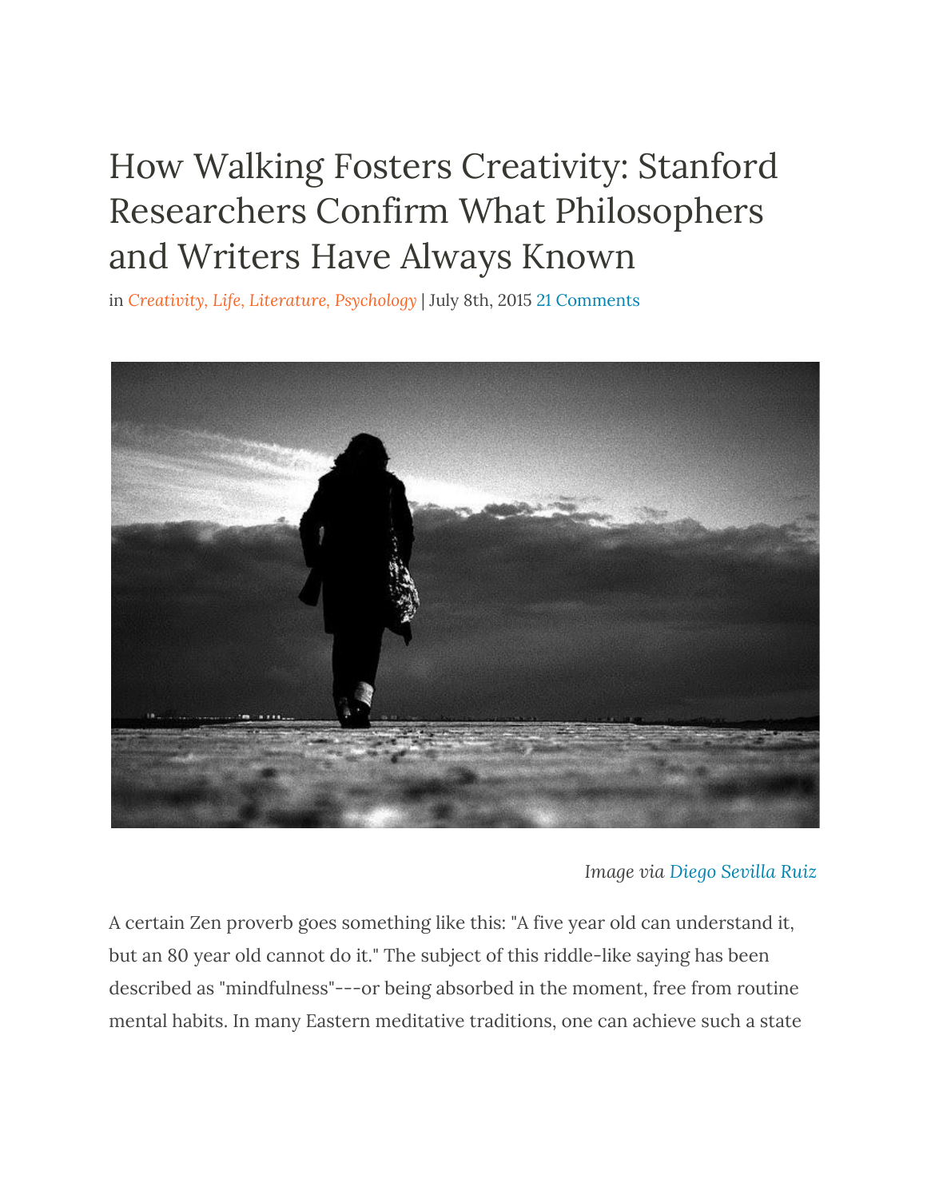# How Walking Fosters Creativity: Stanford Researchers Confirm What Philosophers and Writers Have Always Known

in *Creativity, Life, Literature, Psychology* | July 8th, 2015 21 Comments

*Image via Diego Sevilla Ruiz*

A certain Zen proverb goes something like this: "A five year old can understand it, but an 80 year old cannot do it." The subject of this riddle-like saying has been described as "mindfulness"---or being absorbed in the moment, free from routine mental habits. In many Eastern meditative traditions, one can achieve such a state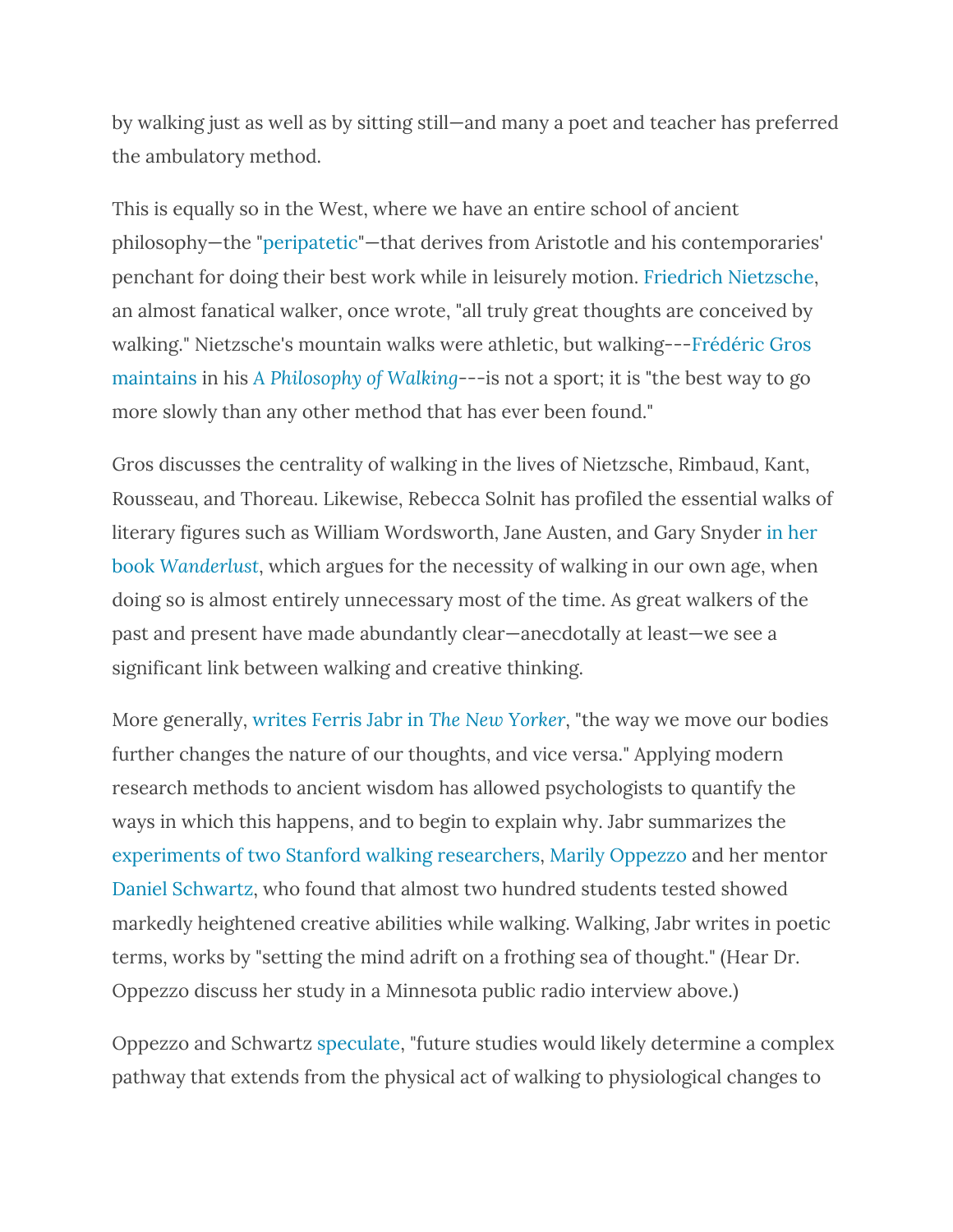by walking just as well as by sitting still—and many a poet and teacher has preferred the ambulatory method.

This is equally so in the West, where we have an entire school of ancient philosophy—the "peripatetic"—that derives from Aristotle and his contemporaries' penchant for doing their best work while in leisurely motion. Friedrich Nietzsche, an almost fanatical walker, once wrote, "all truly great thoughts are conceived by walking." Nietzsche's mountain walks were athletic, but walking---Frédéric Gros maintains in his *A Philosophy of Walking*---is not a sport; it is "the best way to go more slowly than any other method that has ever been found."

Gros discusses the centrality of walking in the lives of Nietzsche, Rimbaud, Kant, Rousseau, and Thoreau. Likewise, Rebecca Solnit has profiled the essential walks of literary figures such as William Wordsworth, Jane Austen, and Gary Snyder in her book *Wanderlust*, which argues for the necessity of walking in our own age, when doing so is almost entirely unnecessary most of the time. As great walkers of the past and present have made abundantly clear—anecdotally at least—we see a significant link between walking and creative thinking.

More generally, writes Ferris Jabr in *The New Yorker*, "the way we move our bodies further changes the nature of our thoughts, and vice versa." Applying modern research methods to ancient wisdom has allowed psychologists to quantify the ways in which this happens, and to begin to explain why. Jabr summarizes the experiments of two Stanford walking researchers, Marily Oppezzo and her mentor Daniel Schwartz, who found that almost two hundred students tested showed markedly heightened creative abilities while walking. Walking, Jabr writes in poetic terms, works by "setting the mind adrift on a frothing sea of thought." (Hear Dr. Oppezzo discuss her study in a Minnesota public radio interview above.)

Oppezzo and Schwartz speculate, "future studies would likely determine a complex pathway that extends from the physical act of walking to physiological changes to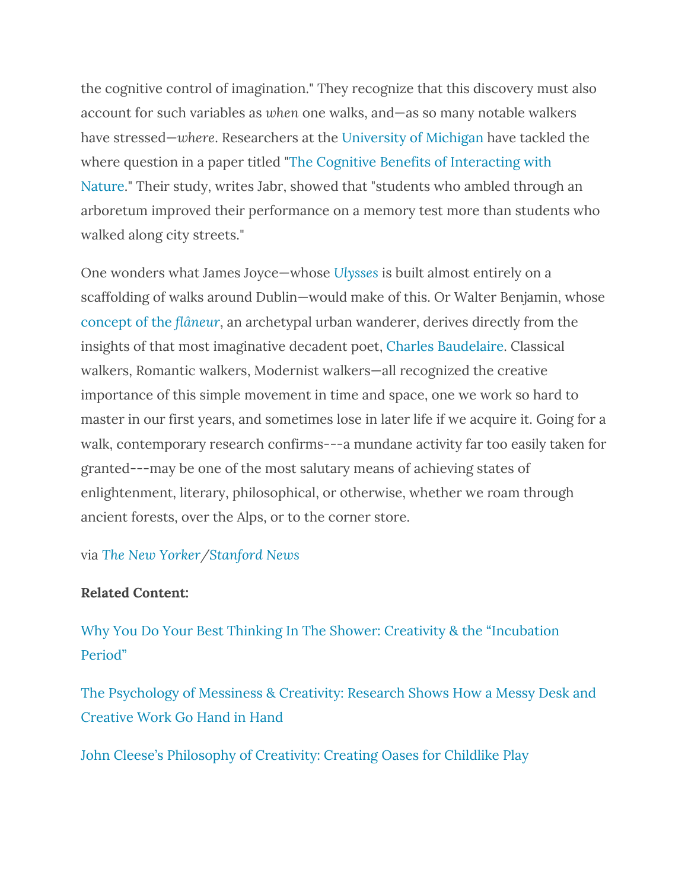the cognitive control of imagination." They recognize that this discovery must also account for such variables as *when* one walks, and—as so many notable walkers have stressed—*where*. Researchers at the University of Michigan have tackled the where question in a paper titled "The Cognitive Benefits of Interacting with Nature." Their study, writes Jabr, showed that "students who ambled through an arboretum improved their performance on a memory test more than students who walked along city streets."

One wonders what James Joyce—whose *Ulysses* is built almost entirely on a scaffolding of walks around Dublin—would make of this. Or Walter Benjamin, whose concept of the *flâneur*, an archetypal urban wanderer, derives directly from the insights of that most imaginative decadent poet, Charles Baudelaire. Classical walkers, Romantic walkers, Modernist walkers—all recognized the creative importance of this simple movement in time and space, one we work so hard to master in our first years, and sometimes lose in later life if we acquire it. Going for a walk, contemporary research confirms---a mundane activity far too easily taken for granted---may be one of the most salutary means of achieving states of enlightenment, literary, philosophical, or otherwise, whether we roam through ancient forests, over the Alps, or to the corner store.

via *The New Yorker*/*Stanford News*

**Related Content:**

Why You Do Your Best Thinking In The Shower: Creativity & the "Incubation Period"

The Psychology of Messiness & Creativity: Research Shows How a Messy Desk and Creative Work Go Hand in Hand

John Cleese's Philosophy of Creativity: Creating Oases for Childlike Play